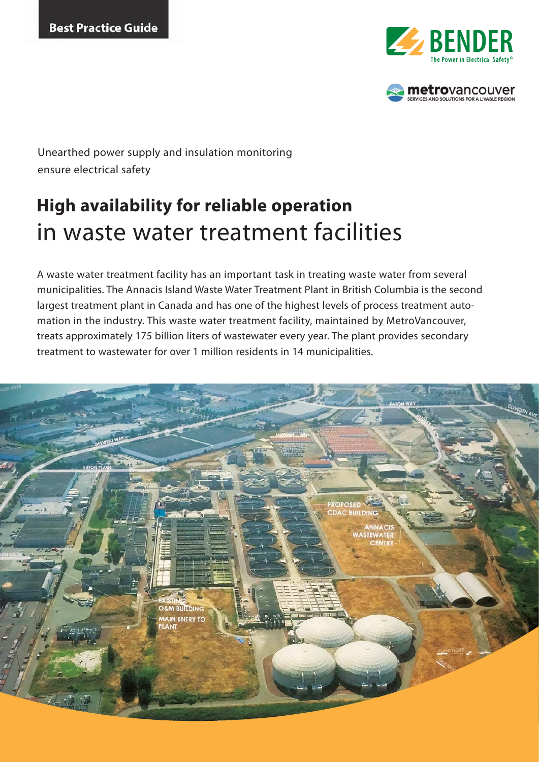Best Practice Guide

Unearthed power supply and insulation monitoring ensure electrical safety

# High availability for reliable operation in waste water treatment facilities

A waste water treatment facility has an important task in treating waste water from several municipalities. The Annacis Island Waste Water Treatment Plant in British Columbia is the second largest treatment plant in Canada and has one of the highest levels of process treatment automation in the industry. This waste water treatment facility, maintained by MetroVancouver, treats approximately 175 billion liters of wastewater every year. The plant provides secondary treatment to wastewater for over 1 million residents in 14 municipalities.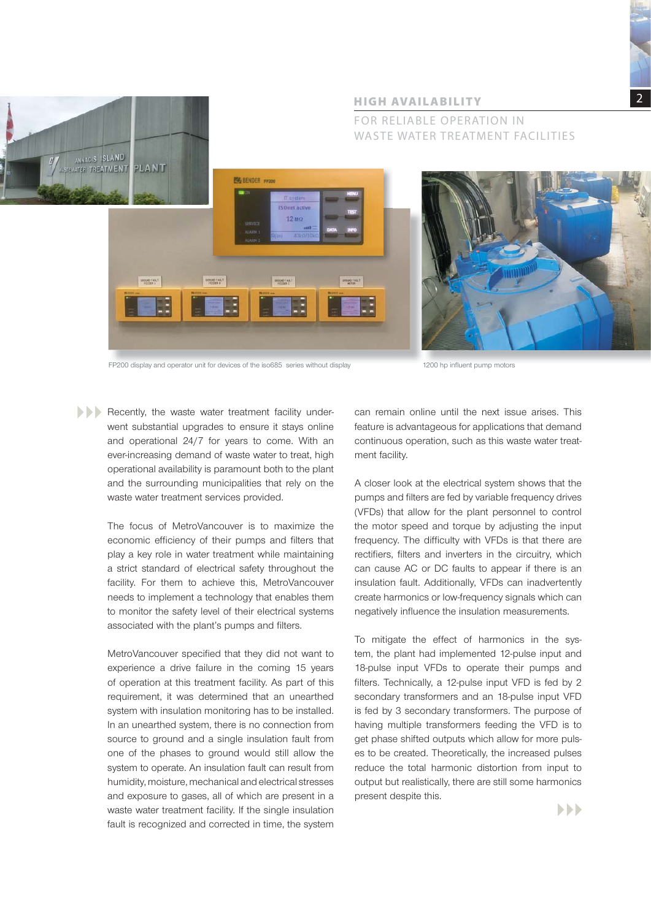## HIGH AVAILABILITY

### FOR RELIABLE OPERATION IN WASTE WATER TREATMENT FACILITIES

FP200 display and operator unit for devices of the iso685 series without display

1200 hp influent pump motors

Recently, the waste water treatment facility underwent substantial upgrades to ensure it stays online and operational 24/7 for years to come. With an ever-increasing demand of waste water to treat, high operational availability is paramount both to the plant and the surrounding municipalities that rely on the waste water treatment services provided.

The focus of MetroVancouver is to maximize the economic efficiency of their pumps and filters that play a key role in water treatment while maintaining a strict standard of electrical safety throughout the facility. For them to achieve this, MetroVancouver needs to implement a technology that enables them to monitor the safety level of their electrical systems associated with the plant's pumps and filters.

MetroVancouver specified that they did not want to experience a drive failure in the coming 15 years of operation at this treatment facility. As part of this requirement, it was determined that an unearthed system with insulation monitoring has to be installed. In an unearthed system, there is no connection from source to ground and a single insulation fault from one of the phases to ground would still allow the system to operate. An insulation fault can result from humidity, moisture, mechanical and electrical stresses and exposure to gases, all of which are present in a waste water treatment facility. If the single insulation fault is recognized and corrected in time, the system can remain online until the next issue arises. This feature is advantageous for applications that demand continuous operation, such as this waste water treatment facility.

A closer look at the electrical system shows that the pumps and filters are fed by variable frequency drives (VFDs) that allow for the plant personnel to control the motor speed and torque by adjusting the input frequency. The difficulty with VFDs is that there are rectifiers, filters and inverters in the circuitry, which can cause AC or DC faults to appear if there is an insulation fault. Additionally, VFDs can inadvertently create harmonics or low-frequency signals which can negatively influence the insulation measurements.

To mitigate the effect of harmonics in the system, the plant had implemented 12-pulse input and 18-pulse input VFDs to operate their pumps and filters. Technically, a 12-pulse input VFD is fed by 2 secondary transformers and an 18-pulse input VFD is fed by 3 secondary transformers. The purpose of having multiple transformers feeding the VFD is to get phase shifted outputs which allow for more pulses to be created. Theoretically, the increased pulses reduce the total harmonic distortion from input to output but realistically, there are still some harmonics present despite this.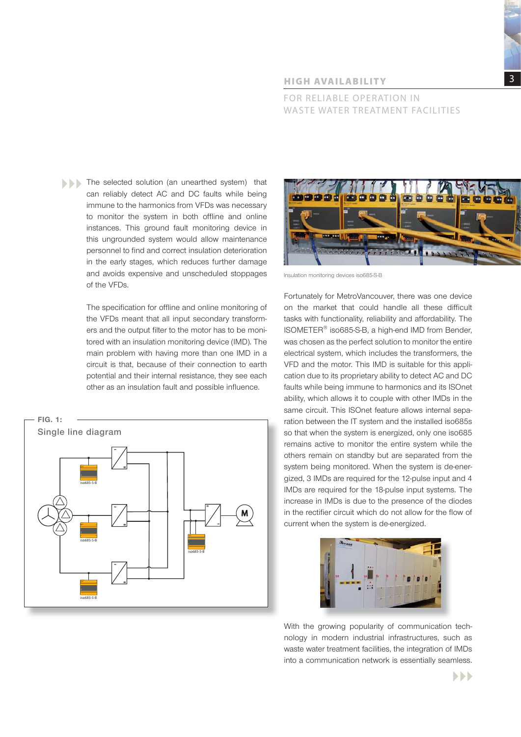The selected solution (an unearthed system) that can reliably detect AC and DC faults while being immune to the harmonics from VFDs was necessary to monitor the system in both offline and online instances. This ground fault monitoring device in this ungrounded system would allow maintenance personnel to find and correct insulation deterioration in the early stages, which reduces further damage and avoids expensive and unscheduled stoppages of the VFDs.

The specification for offline and online monitoring of the VFDs meant that all input secondary transformers and the output filter to the motor has to be monitored with an insulation monitoring device (IMD). The main problem with having more than one IMD in a circuit is that, because of their connection to earth potential and their internal resistance, they see each other as an insulation fault and possible influence.

**FIG. 1:**
Single line diagram

Insulation monitoring devices iso685-S-B

Fortunately for MetroVancouver, there was one device on the market that could handle all these difficult tasks with functionality, reliability and affordability. The ISOMETER® iso685-S-B, a high-end IMD from Bender, was chosen as the perfect solution to monitor the entire electrical system, which includes the transformers, the VFD and the motor. This IMD is suitable for this application due to its proprietary ability to detect AC and DC faults while being immune to harmonics and its ISOnet ability, which allows it to couple with other IMDs in the same circuit. This ISOnet feature allows internal separation between the IT system and the installed iso685s so that when the system is energized, only one iso685 remains active to monitor the entire system while the others remain on standby but are separated from the system being monitored. When the system is de-energized, 3 IMDs are required for the 12-pulse input and 4 IMDs are required for the 18-pulse input systems. The increase in IMDs is due to the presence of the diodes in the rectifier circuit which do not allow for the flow of current when the system is de-energized.

With the growing popularity of communication technology in modern industrial infrastructures, such as waste water treatment facilities, the integration of IMDs into a communication network is essentially seamless.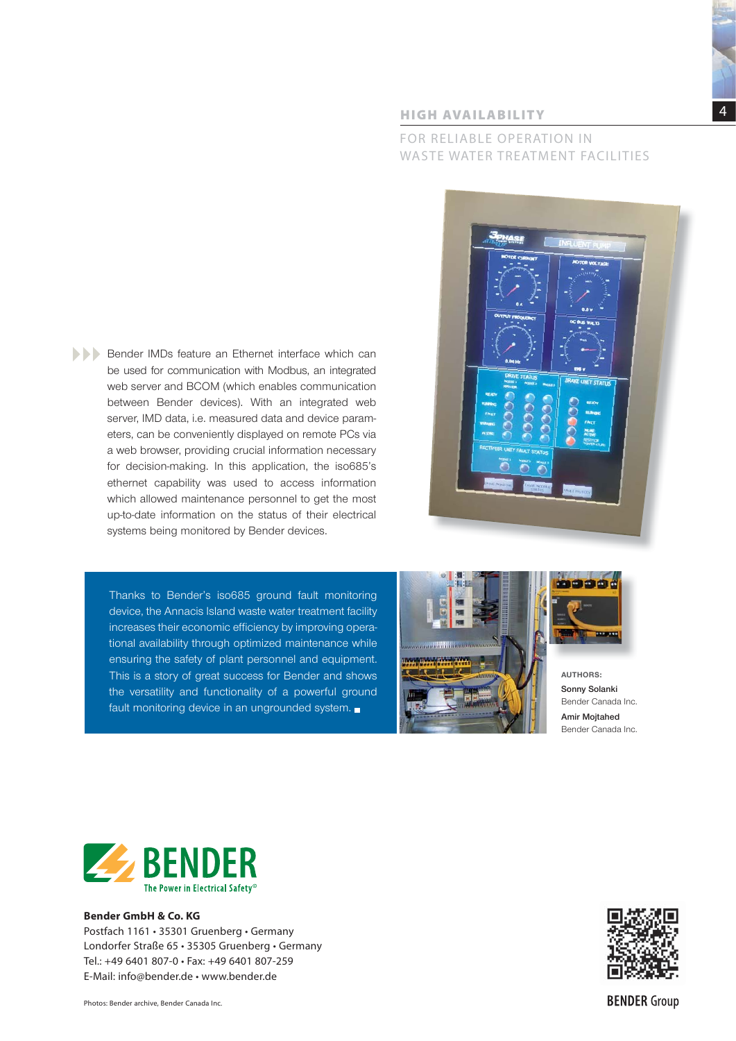**HIGH AVAILABILITY**

FOR RELIABLE OPERATION IN WASTE WATER TREATMENT FACILITIES

Bender IMDs feature an Ethernet interface which can be used for communication with Modbus, an integrated web server and BCOM (which enables communication between Bender devices). With an integrated web server, IMD data, i.e. measured data and device parameters, can be conveniently displayed on remote PCs via a web browser, providing crucial information necessary for decision-making. In this application, the iso685's ethernet capability was used to access information which allowed maintenance personnel to get the most up-to-date information on the status of their electrical systems being monitored by Bender devices.

Thanks to Bender's iso685 ground fault monitoring device, the Annacis Island waste water treatment facility increases their economic efficiency by improving operational availability through optimized maintenance while ensuring the safety of plant personnel and equipment. This is a story of great success for Bender and shows the versatility and functionality of a powerful ground fault monitoring device in an ungrounded system. ■

AUTHORS:

**Sonny Solanki**
Bender Canada Inc.

**Amir Mojtahed**
Bender Canada Inc.

BENDER
The Power in Electrical Safety®

**Bender GmbH & Co. KG**
Postfach 1161 • 35301 Gruenberg • Germany
Londorfer Straße 65 • 35305 Gruenberg • Germany
Tel.: +49 6401 807-0 • Fax: +49 6401 807-259
E-Mail: info@bender.de • www.bender.de

BENDER Group

Photos: Bender archive, Bender Canada Inc.